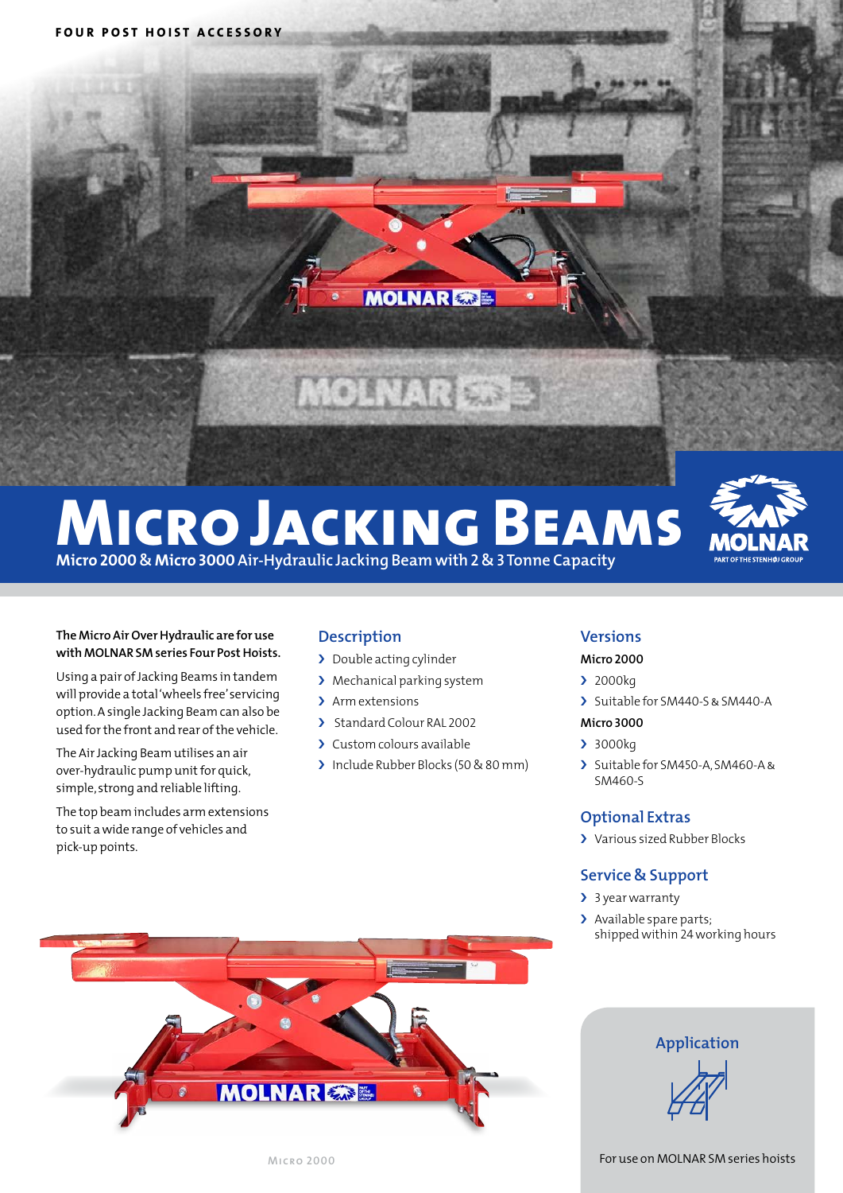FOUR POST HOIST ACCESSORY

# Micro Jacking Beams

**Micro 2000 & Micro 3000 Air-Hydraulic Jacking Beam with 2 & 3 Tonne Capacity**

**The Micro Air Over Hydraulic are for use with MOLNAR SM series Four Post Hoists.**

Using a pair of Jacking Beams in tandem will provide a total 'wheels free' servicing option. A single Jacking Beam can also be used for the front and rear of the vehicle.

The Air Jacking Beam utilises an air over-hydraulic pump unit for quick, simple, strong and reliable lifting.

The top beam includes arm extensions to suit a wide range of vehicles and pick-up points.

## Description

- Double acting cylinder
- Mechanical parking system
- Arm extensions
- Standard Colour RAL 2002
- Custom colours available
- Include Rubber Blocks (50 & 80 mm)

## Versions

**Micro 2000**

- 2000kg
- Suitable for SM440-S & SM440-A

**Micro 3000**

- 3000kg
- Suitable for SM450-A, SM460-A & SM460-S

## Optional Extras

- Various sized Rubber Blocks

## Service & Support

- 3 year warranty
- Available spare parts; shipped within 24 working hours

Micro 2000

## Application

For use on MOLNAR SM series hoists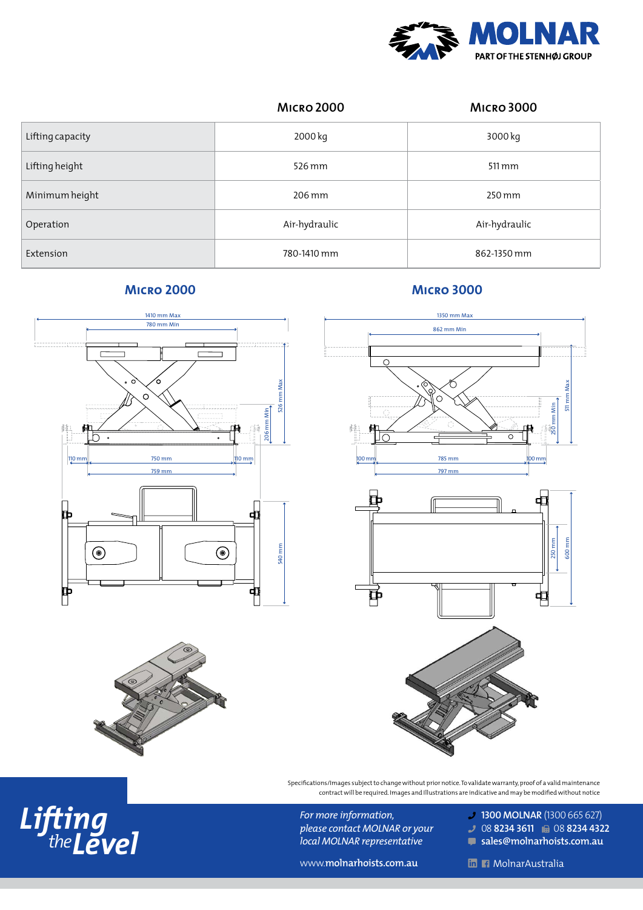| | Micro 2000 | Micro 3000 |
|---|---|---|
| Lifting capacity | 2000 kg | 3000 kg |
| Lifting height | 526 mm | 511 mm |
| Minimum height | 206 mm | 250 mm |
| Operation | Air-hydraulic | Air-hydraulic |
| Extension | 780-1410 mm | 862-1350 mm |

## Micro 2000

1410 mm Max
780 mm Min
526 mm Max
206 mm Min
110 mm
750 mm
110 mm
759 mm
540 mm

## Micro 3000

1350 mm Max
862 mm Min
511 mm Max
250 mm Min
100 mm
785 mm
100 mm
797 mm
250 mm
600 mm

Specifications/Images subject to change without prior notice. To validate warranty, proof of a valid maintenance contract will be required. Images and illustrations are indicative and may be modified without notice

*Lifting the Level*

*For more information, please contact MOLNAR or your local MOLNAR representative*

www.**molnarhoists.com.au**

**1300 MOLNAR** (1300 665 627)
08 **8234 3611** 08 **8234 4322**
**sales@molnarhoists.com.au**
MolnarAustralia